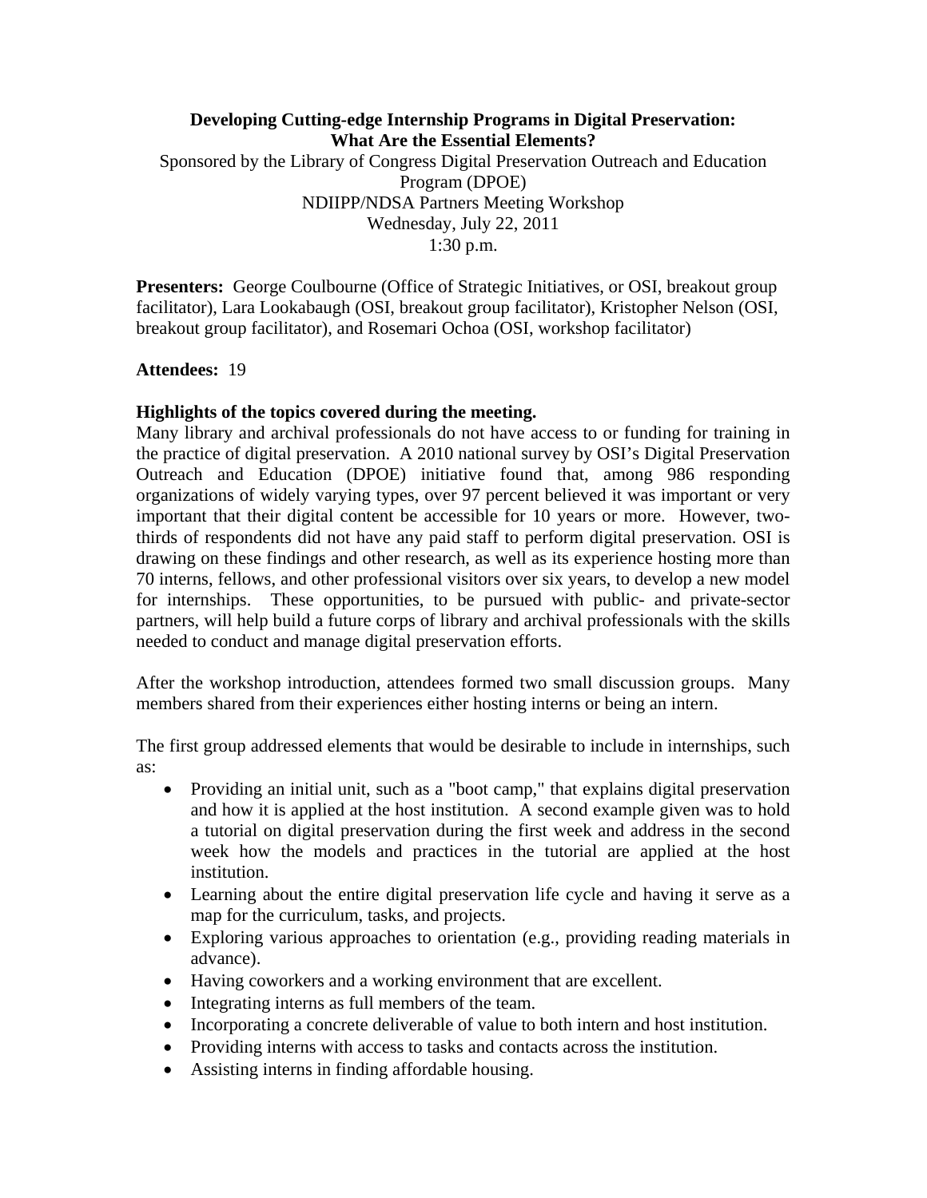**Developing Cutting-edge Internship Programs in Digital Preservation: What Are the Essential Elements?**

Sponsored by the Library of Congress Digital Preservation Outreach and Education Program (DPOE)
NDIIPP/NDSA Partners Meeting Workshop
Wednesday, July 22, 2011
1:30 p.m.

**Presenters:** George Coulbourne (Office of Strategic Initiatives, or OSI, breakout group facilitator), Lara Lookabaugh (OSI, breakout group facilitator), Kristopher Nelson (OSI, breakout group facilitator), and Rosemari Ochoa (OSI, workshop facilitator)

**Attendees:** 19

**Highlights of the topics covered during the meeting.**

Many library and archival professionals do not have access to or funding for training in the practice of digital preservation. A 2010 national survey by OSI's Digital Preservation Outreach and Education (DPOE) initiative found that, among 986 responding organizations of widely varying types, over 97 percent believed it was important or very important that their digital content be accessible for 10 years or more. However, two-thirds of respondents did not have any paid staff to perform digital preservation. OSI is drawing on these findings and other research, as well as its experience hosting more than 70 interns, fellows, and other professional visitors over six years, to develop a new model for internships. These opportunities, to be pursued with public- and private-sector partners, will help build a future corps of library and archival professionals with the skills needed to conduct and manage digital preservation efforts.

After the workshop introduction, attendees formed two small discussion groups. Many members shared from their experiences either hosting interns or being an intern.

The first group addressed elements that would be desirable to include in internships, such as:

- Providing an initial unit, such as a "boot camp," that explains digital preservation and how it is applied at the host institution. A second example given was to hold a tutorial on digital preservation during the first week and address in the second week how the models and practices in the tutorial are applied at the host institution.
- Learning about the entire digital preservation life cycle and having it serve as a map for the curriculum, tasks, and projects.
- Exploring various approaches to orientation (e.g., providing reading materials in advance).
- Having coworkers and a working environment that are excellent.
- Integrating interns as full members of the team.
- Incorporating a concrete deliverable of value to both intern and host institution.
- Providing interns with access to tasks and contacts across the institution.
- Assisting interns in finding affordable housing.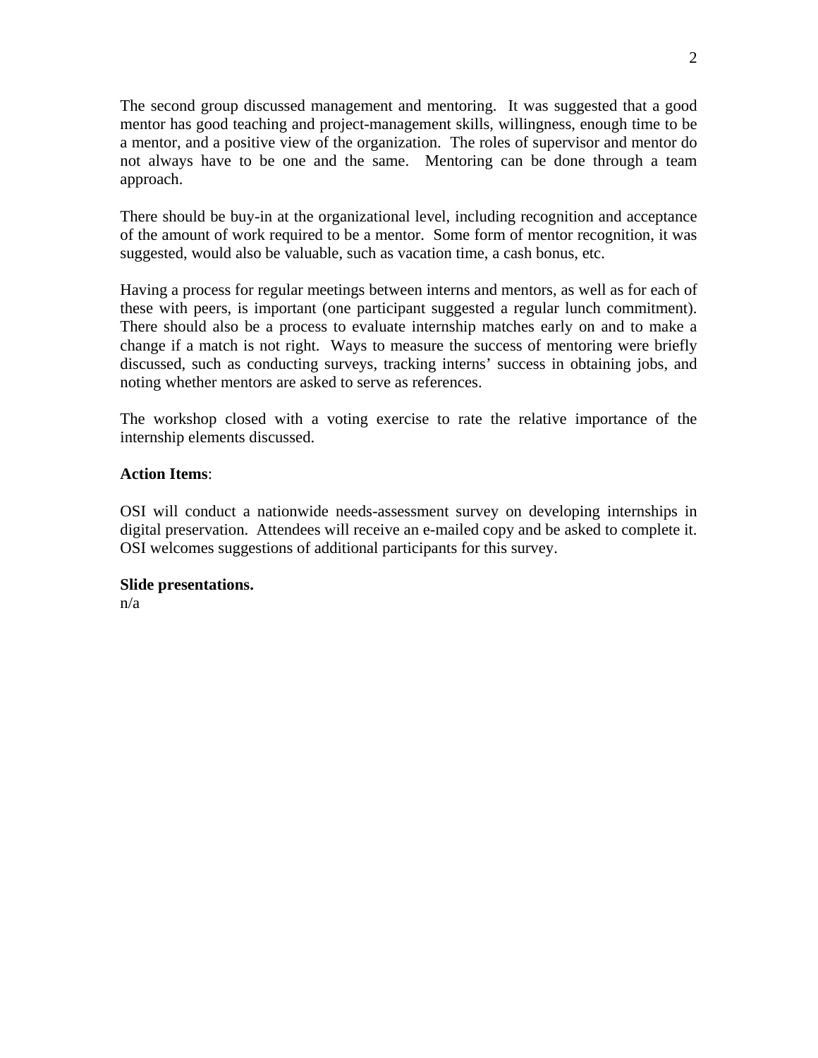The second group discussed management and mentoring. It was suggested that a good mentor has good teaching and project-management skills, willingness, enough time to be a mentor, and a positive view of the organization. The roles of supervisor and mentor do not always have to be one and the same. Mentoring can be done through a team approach.

There should be buy-in at the organizational level, including recognition and acceptance of the amount of work required to be a mentor. Some form of mentor recognition, it was suggested, would also be valuable, such as vacation time, a cash bonus, etc.

Having a process for regular meetings between interns and mentors, as well as for each of these with peers, is important (one participant suggested a regular lunch commitment). There should also be a process to evaluate internship matches early on and to make a change if a match is not right. Ways to measure the success of mentoring were briefly discussed, such as conducting surveys, tracking interns' success in obtaining jobs, and noting whether mentors are asked to serve as references.

The workshop closed with a voting exercise to rate the relative importance of the internship elements discussed.

**Action Items**:

OSI will conduct a nationwide needs-assessment survey on developing internships in digital preservation. Attendees will receive an e-mailed copy and be asked to complete it. OSI welcomes suggestions of additional participants for this survey.

**Slide presentations.**
n/a